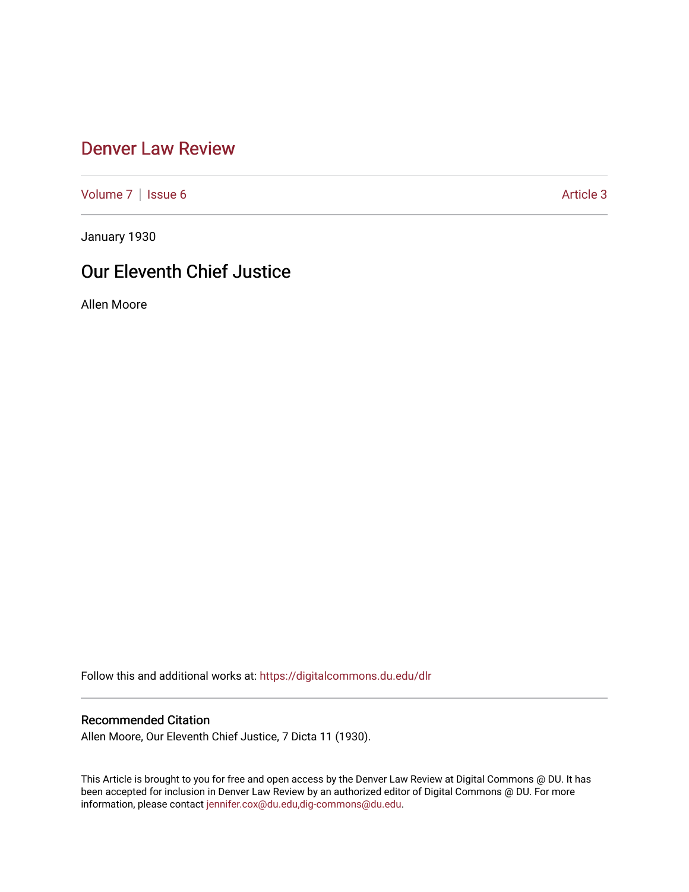# Denver Law Review

Volume 7 | Issue 6 | Article 3

January 1930

## Our Eleventh Chief Justice

Allen Moore

Follow this and additional works at: https://digitalcommons.du.edu/dlr

### Recommended Citation

Allen Moore, Our Eleventh Chief Justice, 7 Dicta 11 (1930).

This Article is brought to you for free and open access by the Denver Law Review at Digital Commons @ DU. It has been accepted for inclusion in Denver Law Review by an authorized editor of Digital Commons @ DU. For more information, please contact jennifer.cox@du.edu,dig-commons@du.edu.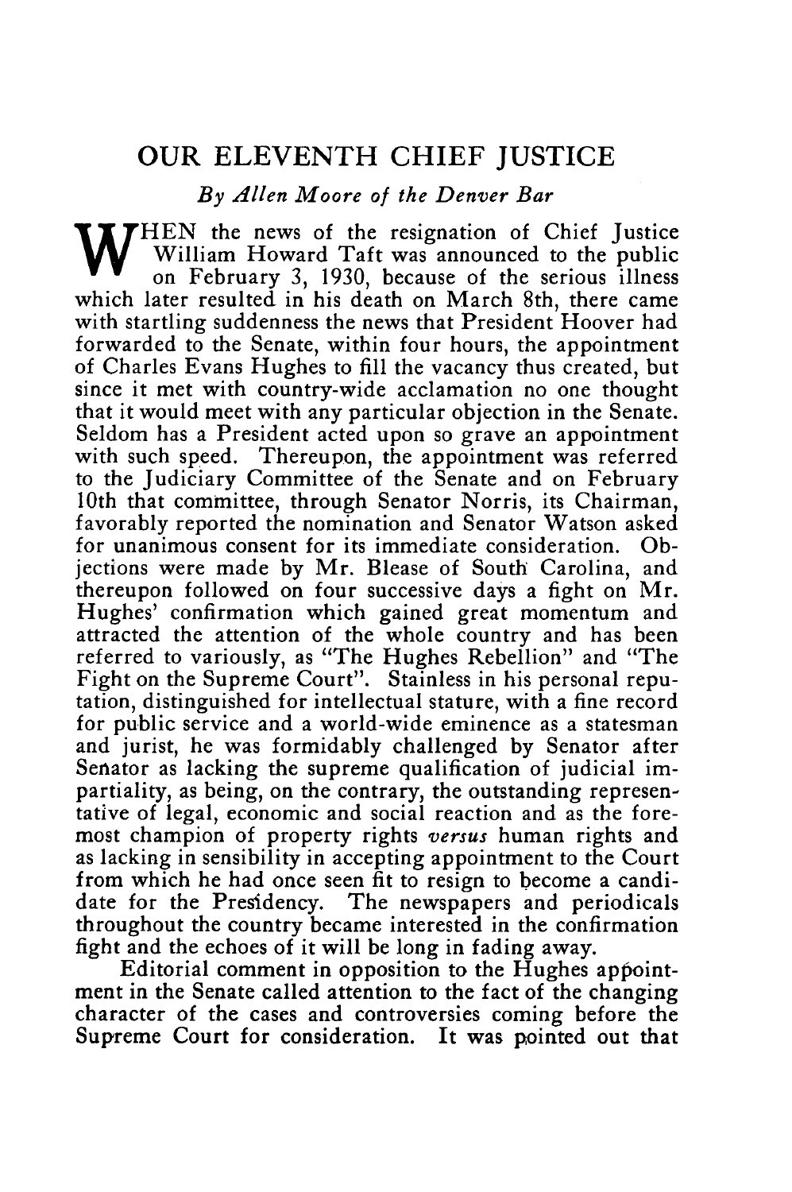# OUR ELEVENTH CHIEF JUSTICE

*By Allen Moore of the Denver Bar*

WHEN the news of the resignation of Chief Justice William Howard Taft was announced to the public on February 3, 1930, because of the serious illness which later resulted in his death on March 8th, there came with startling suddenness the news that President Hoover had forwarded to the Senate, within four hours, the appointment of Charles Evans Hughes to fill the vacancy thus created, but since it met with country-wide acclamation no one thought that it would meet with any particular objection in the Senate. Seldom has a President acted upon so grave an appointment with such speed. Thereupon, the appointment was referred to the Judiciary Committee of the Senate and on February 10th that committee, through Senator Norris, its Chairman, favorably reported the nomination and Senator Watson asked for unanimous consent for its immediate consideration. Objections were made by Mr. Blease of South Carolina, and thereupon followed on four successive days a fight on Mr. Hughes' confirmation which gained great momentum and attracted the attention of the whole country and has been referred to variously, as "The Hughes Rebellion" and "The Fight on the Supreme Court". Stainless in his personal reputation, distinguished for intellectual stature, with a fine record for public service and a world-wide eminence as a statesman and jurist, he was formidably challenged by Senator after Senator as lacking the supreme qualification of judicial impartiality, as being, on the contrary, the outstanding representative of legal, economic and social reaction and as the foremost champion of property rights *versus* human rights and as lacking in sensibility in accepting appointment to the Court from which he had once seen fit to resign to become a candidate for the Presidency. The newspapers and periodicals throughout the country became interested in the confirmation fight and the echoes of it will be long in fading away.

Editorial comment in opposition to the Hughes appointment in the Senate called attention to the fact of the changing character of the cases and controversies coming before the Supreme Court for consideration. It was pointed out that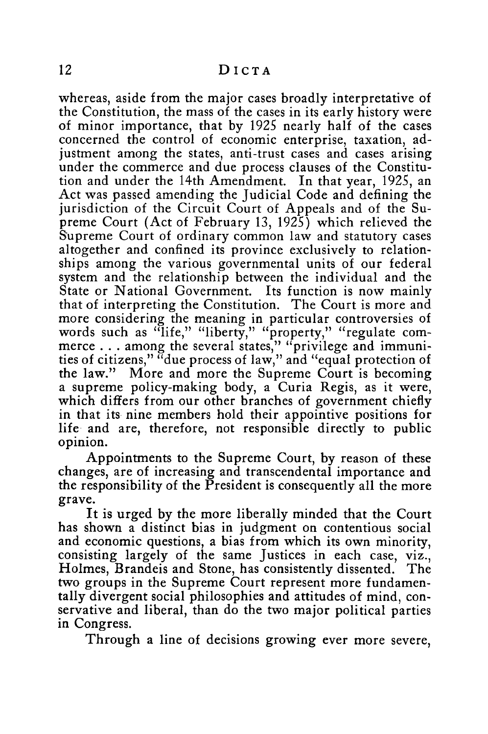whereas, aside from the major cases broadly interpretative of the Constitution, the mass of the cases in its early history were of minor importance, that by 1925 nearly half of the cases concerned the control of economic enterprise, taxation, adjustment among the states, anti-trust cases and cases arising under the commerce and due process clauses of the Constitution and under the 14th Amendment. In that year, 1925, an Act was passed amending the Judicial Code and defining the jurisdiction of the Circuit Court of Appeals and of the Supreme Court (Act of February 13, 1925) which relieved the Supreme Court of ordinary common law and statutory cases altogether and confined its province exclusively to relationships among the various governmental units of our federal system and the relationship between the individual and the State or National Government. Its function is now mainly that of interpreting the Constitution. The Court is more and more considering the meaning in particular controversies of words such as "life," "liberty," "property," "regulate commerce . . . among the several states," "privilege and immunities of citizens," "due process of law," and "equal protection of the law." More and more the Supreme Court is becoming a supreme policy-making body, a Curia Regis, as it were, which differs from our other branches of government chiefly in that its nine members hold their appointive positions for life and are, therefore, not responsible directly to public opinion.

Appointments to the Supreme Court, by reason of these changes, are of increasing and transcendental importance and the responsibility of the President is consequently all the more grave.

It is urged by the more liberally minded that the Court has shown a distinct bias in judgment on contentious social and economic questions, a bias from which its own minority, consisting largely of the same Justices in each case, viz., Holmes, Brandeis and Stone, has consistently dissented. The two groups in the Supreme Court represent more fundamentally divergent social philosophies and attitudes of mind, conservative and liberal, than do the two major political parties in Congress.

Through a line of decisions growing ever more severe,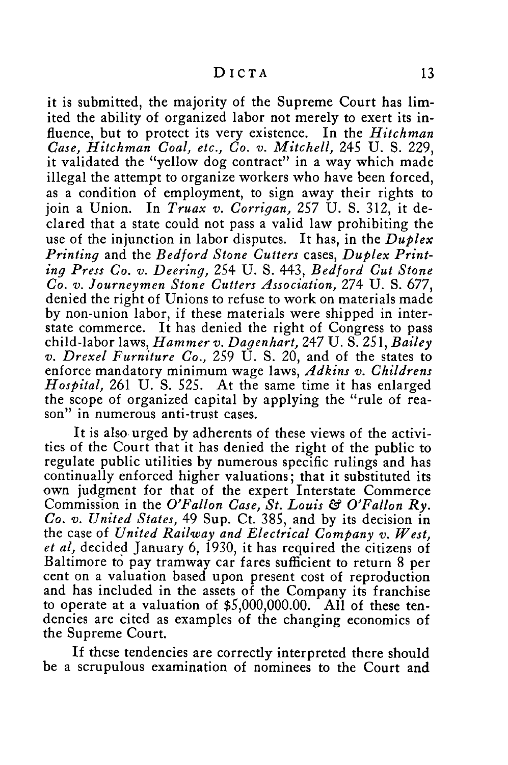it is submitted, the majority of the Supreme Court has limited the ability of organized labor not merely to exert its influence, but to protect its very existence. In the *Hitchman Case, Hitchman Coal, etc., Co. v. Mitchell,* 245 U. S. 229, it validated the "yellow dog contract" in a way which made illegal the attempt to organize workers who have been forced, as a condition of employment, to sign away their rights to join a Union. In *Truax v. Corrigan,* 257 U. S. 312, it declared that a state could not pass a valid law prohibiting the use of the injunction in labor disputes. It has, in the *Duplex Printing* and the *Bedford Stone Cutters* cases, *Duplex Printing Press Co. v. Deering,* 254 U. S. 443, *Bedford Cut Stone Co. v. Journeymen Stone Cutters Association,* 274 U. S. 677, denied the right of Unions to refuse to work on materials made by non-union labor, if these materials were shipped in interstate commerce. It has denied the right of Congress to pass child-labor laws, *Hammer v. Dagenhart,* 247 U. S. 251, *Bailey v. Drexel Furniture Co.,* 259 U. S. 20, and of the states to enforce mandatory minimum wage laws, *Adkins v. Childrens Hospital,* 261 U. S. 525. At the same time it has enlarged the scope of organized capital by applying the "rule of reason" in numerous anti-trust cases.

It is also urged by adherents of these views of the activities of the Court that it has denied the right of the public to regulate public utilities by numerous specific rulings and has continually enforced higher valuations; that it substituted its own judgment for that of the expert Interstate Commerce Commission in the *O'Fallon Case, St. Louis & O'Fallon Ry. Co. v. United States,* 49 Sup. Ct. 385, and by its decision in the case of *United Railway and Electrical Company v. West, et al,* decided January 6, 1930, it has required the citizens of Baltimore to pay tramway car fares sufficient to return 8 per cent on a valuation based upon present cost of reproduction and has included in the assets of the Company its franchise to operate at a valuation of $5,000,000.00. All of these tendencies are cited as examples of the changing economics of the Supreme Court.

If these tendencies are correctly interpreted there should be a scrupulous examination of nominees to the Court and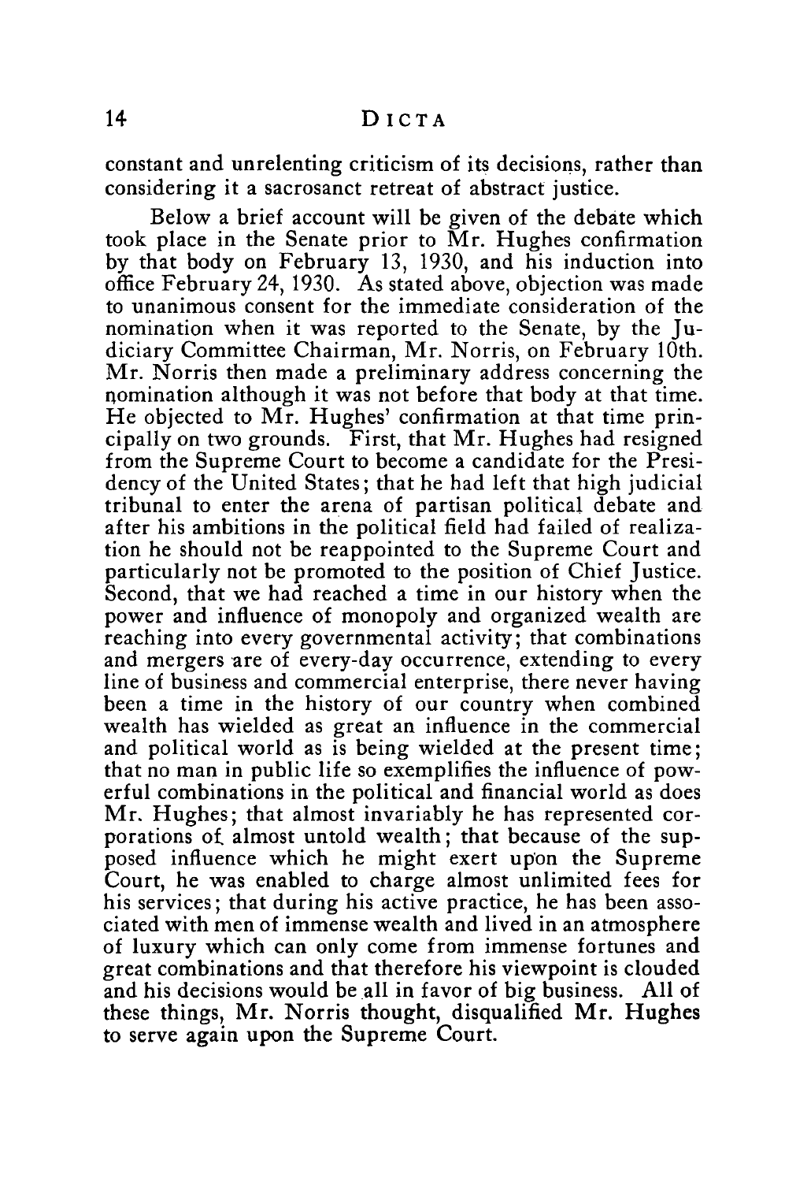constant and unrelenting criticism of its decisions, rather than considering it a sacrosanct retreat of abstract justice.

Below a brief account will be given of the debate which took place in the Senate prior to Mr. Hughes confirmation by that body on February 13, 1930, and his induction into office February 24, 1930. As stated above, objection was made to unanimous consent for the immediate consideration of the nomination when it was reported to the Senate, by the Judiciary Committee Chairman, Mr. Norris, on February 10th. Mr. Norris then made a preliminary address concerning the nomination although it was not before that body at that time. He objected to Mr. Hughes' confirmation at that time principally on two grounds. First, that Mr. Hughes had resigned from the Supreme Court to become a candidate for the Presidency of the United States; that he had left that high judicial tribunal to enter the arena of partisan political debate and after his ambitions in the political field had failed of realization he should not be reappointed to the Supreme Court and particularly not be promoted to the position of Chief Justice. Second, that we had reached a time in our history when the power and influence of monopoly and organized wealth are reaching into every governmental activity; that combinations and mergers are of every-day occurrence, extending to every line of business and commercial enterprise, there never having been a time in the history of our country when combined wealth has wielded as great an influence in the commercial and political world as is being wielded at the present time; that no man in public life so exemplifies the influence of powerful combinations in the political and financial world as does Mr. Hughes; that almost invariably he has represented corporations of almost untold wealth; that because of the supposed influence which he might exert upon the Supreme Court, he was enabled to charge almost unlimited fees for his services; that during his active practice, he has been associated with men of immense wealth and lived in an atmosphere of luxury which can only come from immense fortunes and great combinations and that therefore his viewpoint is clouded and his decisions would be all in favor of big business. All of these things, Mr. Norris thought, disqualified Mr. Hughes to serve again upon the Supreme Court.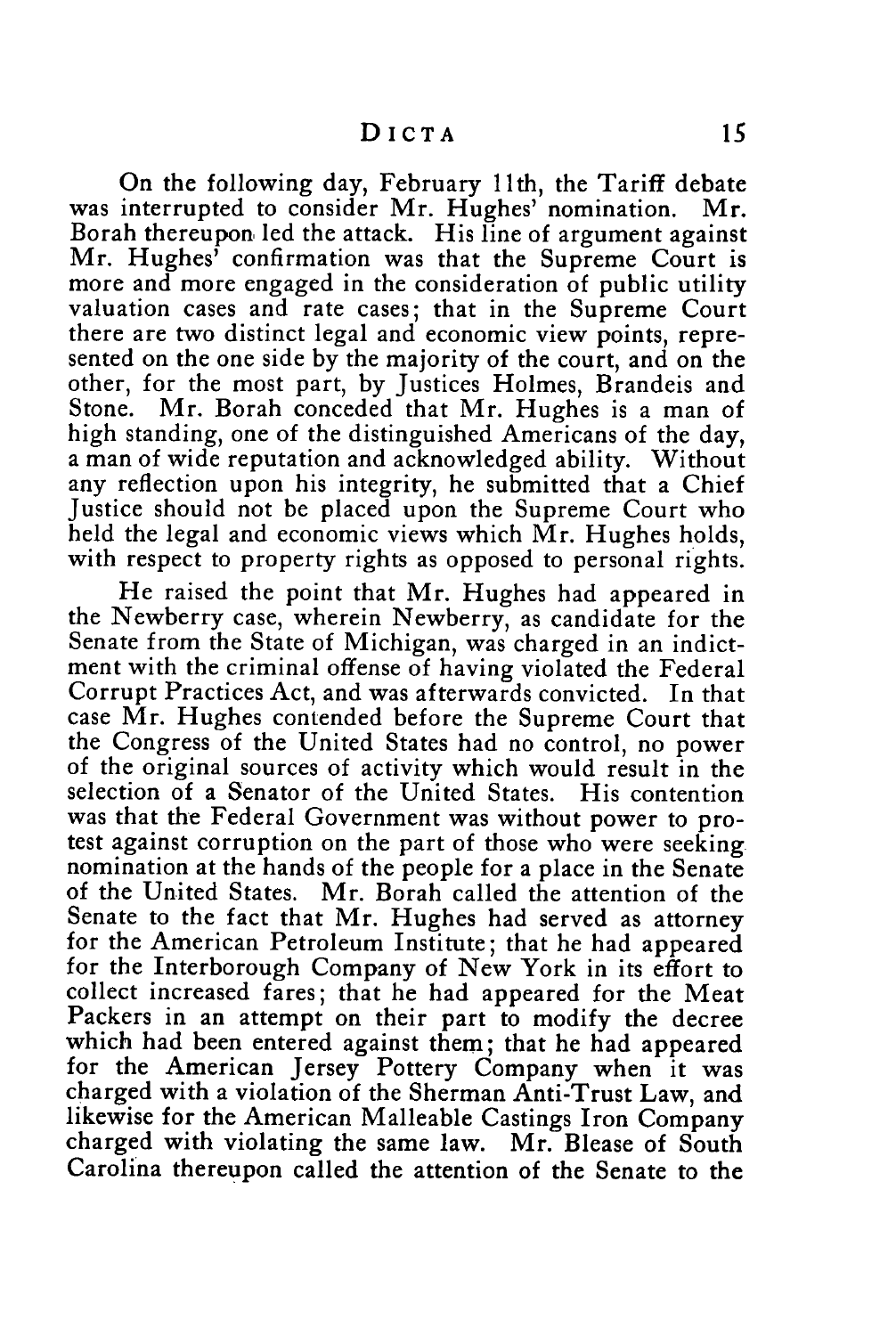On the following day, February 11th, the Tariff debate was interrupted to consider Mr. Hughes' nomination. Mr. Borah thereupon led the attack. His line of argument against Mr. Hughes' confirmation was that the Supreme Court is more and more engaged in the consideration of public utility valuation cases and rate cases; that in the Supreme Court there are two distinct legal and economic view points, represented on the one side by the majority of the court, and on the other, for the most part, by Justices Holmes, Brandeis and Stone. Mr. Borah conceded that Mr. Hughes is a man of high standing, one of the distinguished Americans of the day, a man of wide reputation and acknowledged ability. Without any reflection upon his integrity, he submitted that a Chief Justice should not be placed upon the Supreme Court who held the legal and economic views which Mr. Hughes holds, with respect to property rights as opposed to personal rights.

He raised the point that Mr. Hughes had appeared in the Newberry case, wherein Newberry, as candidate for the Senate from the State of Michigan, was charged in an indictment with the criminal offense of having violated the Federal Corrupt Practices Act, and was afterwards convicted. In that case Mr. Hughes contended before the Supreme Court that the Congress of the United States had no control, no power of the original sources of activity which would result in the selection of a Senator of the United States. His contention was that the Federal Government was without power to protest against corruption on the part of those who were seeking nomination at the hands of the people for a place in the Senate of the United States. Mr. Borah called the attention of the Senate to the fact that Mr. Hughes had served as attorney for the American Petroleum Institute; that he had appeared for the Interborough Company of New York in its effort to collect increased fares; that he had appeared for the Meat Packers in an attempt on their part to modify the decree which had been entered against them; that he had appeared for the American Jersey Pottery Company when it was charged with a violation of the Sherman Anti-Trust Law, and likewise for the American Malleable Castings Iron Company charged with violating the same law. Mr. Blease of South Carolina thereupon called the attention of the Senate to the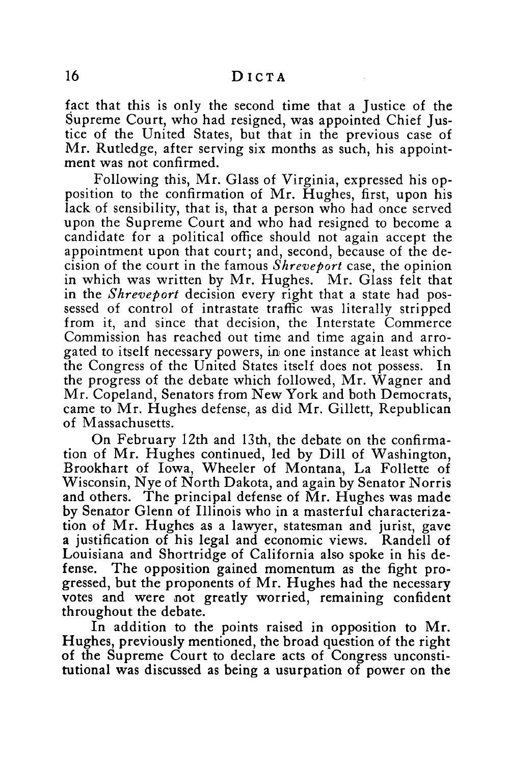fact that this is only the second time that a Justice of the Supreme Court, who had resigned, was appointed Chief Justice of the United States, but that in the previous case of Mr. Rutledge, after serving six months as such, his appointment was not confirmed.

Following this, Mr. Glass of Virginia, expressed his opposition to the confirmation of Mr. Hughes, first, upon his lack of sensibility, that is, that a person who had once served upon the Supreme Court and who had resigned to become a candidate for a political office should not again accept the appointment upon that court; and, second, because of the decision of the court in the famous *Shreveport* case, the opinion in which was written by Mr. Hughes. Mr. Glass felt that in the *Shreveport* decision every right that a state had possessed of control of intrastate traffic was literally stripped from it, and since that decision, the Interstate Commerce Commission has reached out time and time again and arrogated to itself necessary powers, in one instance at least which the Congress of the United States itself does not possess. In the progress of the debate which followed, Mr. Wagner and Mr. Copeland, Senators from New York and both Democrats, came to Mr. Hughes defense, as did Mr. Gillett, Republican of Massachusetts.

On February 12th and 13th, the debate on the confirmation of Mr. Hughes continued, led by Dill of Washington, Brookhart of Iowa, Wheeler of Montana, La Follette of Wisconsin, Nye of North Dakota, and again by Senator Norris and others. The principal defense of Mr. Hughes was made by Senator Glenn of Illinois who in a masterful characterization of Mr. Hughes as a lawyer, statesman and jurist, gave a justification of his legal and economic views. Randell of Louisiana and Shortridge of California also spoke in his defense. The opposition gained momentum as the fight progressed, but the proponents of Mr. Hughes had the necessary votes and were not greatly worried, remaining confident throughout the debate.

In addition to the points raised in opposition to Mr. Hughes, previously mentioned, the broad question of the right of the Supreme Court to declare acts of Congress unconstitutional was discussed as being a usurpation of power on the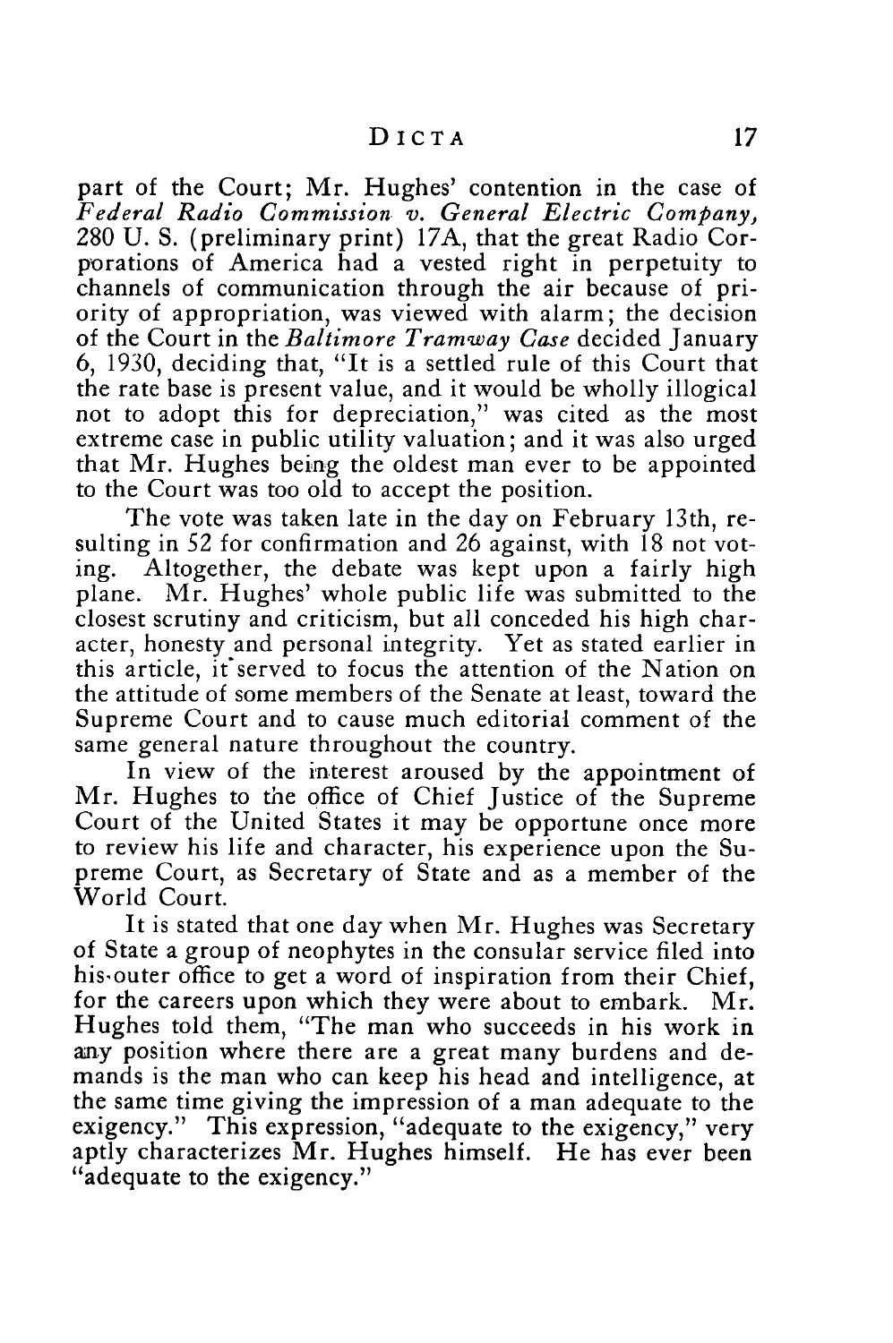part of the Court; Mr. Hughes' contention in the case of *Federal Radio Commission v. General Electric Company,* 280 U. S. (preliminary print) 17A, that the great Radio Corporations of America had a vested right in perpetuity to channels of communication through the air because of priority of appropriation, was viewed with alarm; the decision of the Court in the *Baltimore Tramway Case* decided January 6, 1930, deciding that, "It is a settled rule of this Court that the rate base is present value, and it would be wholly illogical not to adopt this for depreciation," was cited as the most extreme case in public utility valuation; and it was also urged that Mr. Hughes being the oldest man ever to be appointed to the Court was too old to accept the position.

The vote was taken late in the day on February 13th, resulting in 52 for confirmation and 26 against, with 18 not voting. Altogether, the debate was kept upon a fairly high plane. Mr. Hughes' whole public life was submitted to the closest scrutiny and criticism, but all conceded his high character, honesty and personal integrity. Yet as stated earlier in this article, it served to focus the attention of the Nation on the attitude of some members of the Senate at least, toward the Supreme Court and to cause much editorial comment of the same general nature throughout the country.

In view of the interest aroused by the appointment of Mr. Hughes to the office of Chief Justice of the Supreme Court of the United States it may be opportune once more to review his life and character, his experience upon the Supreme Court, as Secretary of State and as a member of the World Court.

It is stated that one day when Mr. Hughes was Secretary of State a group of neophytes in the consular service filed into his outer office to get a word of inspiration from their Chief, for the careers upon which they were about to embark. Mr. Hughes told them, "The man who succeeds in his work in any position where there are a great many burdens and demands is the man who can keep his head and intelligence, at the same time giving the impression of a man adequate to the exigency." This expression, "adequate to the exigency," very aptly characterizes Mr. Hughes himself. He has ever been "adequate to the exigency."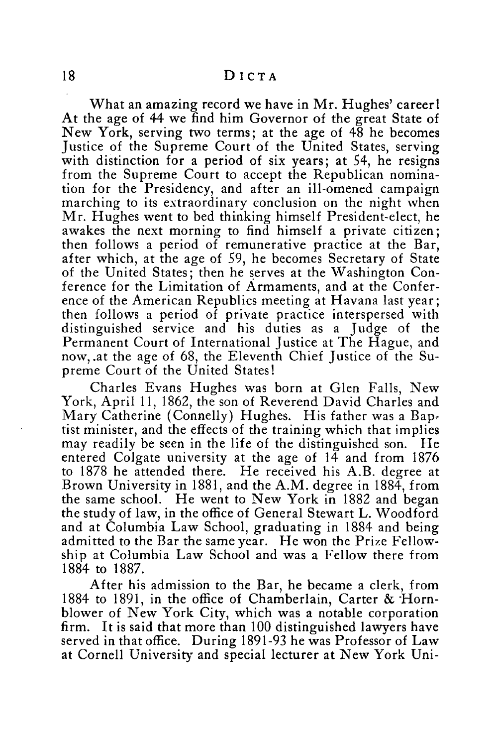What an amazing record we have in Mr. Hughes' career! At the age of 44 we find him Governor of the great State of New York, serving two terms; at the age of 48 he becomes Justice of the Supreme Court of the United States, serving with distinction for a period of six years; at 54, he resigns from the Supreme Court to accept the Republican nomination for the Presidency, and after an ill-omened campaign marching to its extraordinary conclusion on the night when Mr. Hughes went to bed thinking himself President-elect, he awakes the next morning to find himself a private citizen; then follows a period of remunerative practice at the Bar, after which, at the age of 59, he becomes Secretary of State of the United States; then he serves at the Washington Conference for the Limitation of Armaments, and at the Conference of the American Republics meeting at Havana last year; then follows a period of private practice interspersed with distinguished service and his duties as a Judge of the Permanent Court of International Justice at The Hague, and now, at the age of 68, the Eleventh Chief Justice of the Supreme Court of the United States!

Charles Evans Hughes was born at Glen Falls, New York, April 11, 1862, the son of Reverend David Charles and Mary Catherine (Connelly) Hughes. His father was a Baptist minister, and the effects of the training which that implies may readily be seen in the life of the distinguished son. He entered Colgate university at the age of 14 and from 1876 to 1878 he attended there. He received his A.B. degree at Brown University in 1881, and the A.M. degree in 1884, from the same school. He went to New York in 1882 and began the study of law, in the office of General Stewart L. Woodford and at Columbia Law School, graduating in 1884 and being admitted to the Bar the same year. He won the Prize Fellowship at Columbia Law School and was a Fellow there from 1884 to 1887.

After his admission to the Bar, he became a clerk, from 1884 to 1891, in the office of Chamberlain, Carter & Hornblower of New York City, which was a notable corporation firm. It is said that more than 100 distinguished lawyers have served in that office. During 1891-93 he was Professor of Law at Cornell University and special lecturer at New York Uni-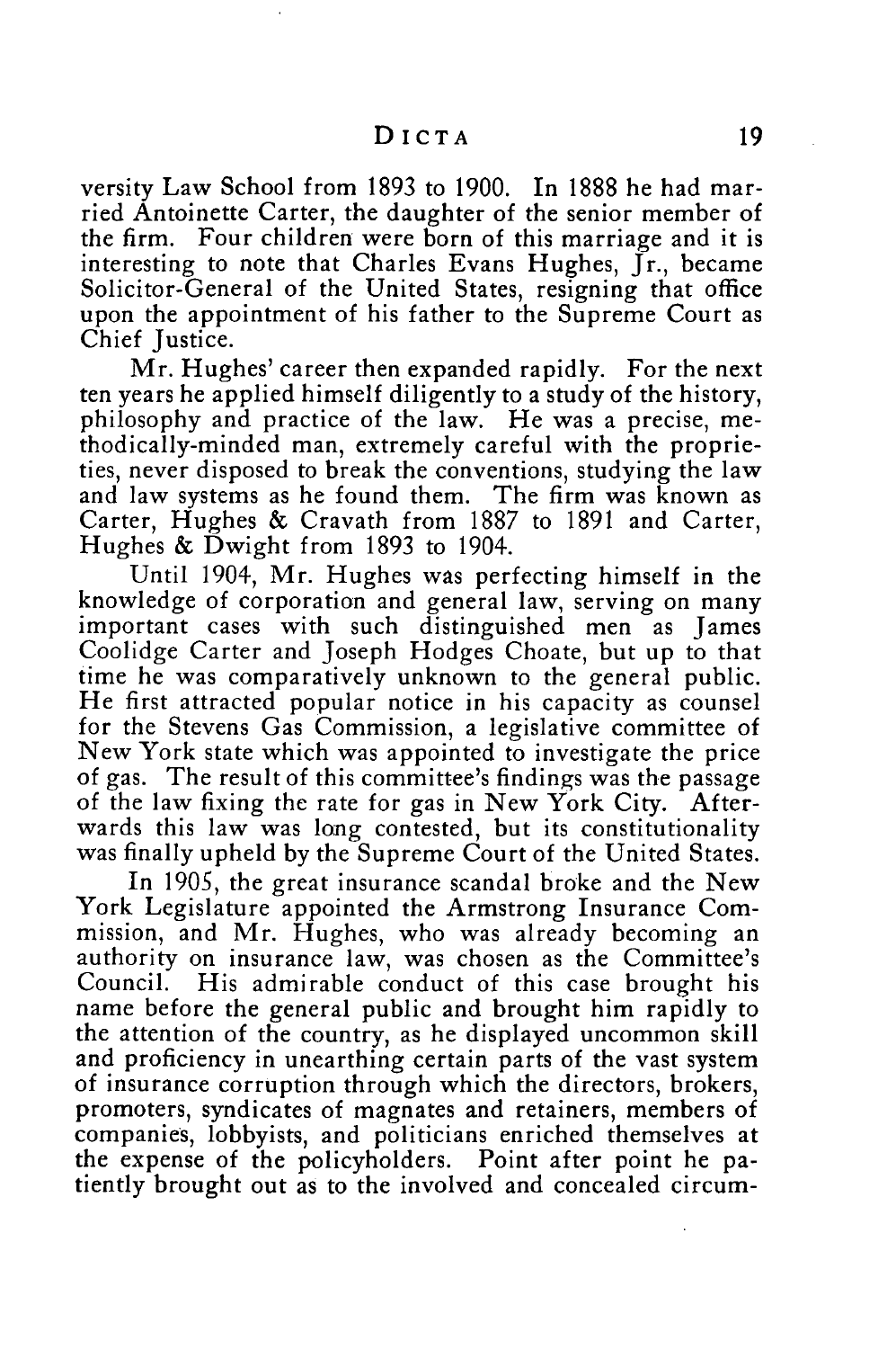versity Law School from 1893 to 1900. In 1888 he had married Antoinette Carter, the daughter of the senior member of the firm. Four children were born of this marriage and it is interesting to note that Charles Evans Hughes, Jr., became Solicitor-General of the United States, resigning that office upon the appointment of his father to the Supreme Court as Chief Justice.

Mr. Hughes' career then expanded rapidly. For the next ten years he applied himself diligently to a study of the history, philosophy and practice of the law. He was a precise, methodically-minded man, extremely careful with the proprieties, never disposed to break the conventions, studying the law and law systems as he found them. The firm was known as Carter, Hughes & Cravath from 1887 to 1891 and Carter, Hughes & Dwight from 1893 to 1904.

Until 1904, Mr. Hughes was perfecting himself in the knowledge of corporation and general law, serving on many important cases with such distinguished men as James Coolidge Carter and Joseph Hodges Choate, but up to that time he was comparatively unknown to the general public. He first attracted popular notice in his capacity as counsel for the Stevens Gas Commission, a legislative committee of New York state which was appointed to investigate the price of gas. The result of this committee's findings was the passage of the law fixing the rate for gas in New York City. Afterwards this law was long contested, but its constitutionality was finally upheld by the Supreme Court of the United States.

In 1905, the great insurance scandal broke and the New York Legislature appointed the Armstrong Insurance Commission, and Mr. Hughes, who was already becoming an authority on insurance law, was chosen as the Committee's Council. His admirable conduct of this case brought his name before the general public and brought him rapidly to the attention of the country, as he displayed uncommon skill and proficiency in unearthing certain parts of the vast system of insurance corruption through which the directors, brokers, promoters, syndicates of magnates and retainers, members of companies, lobbyists, and politicians enriched themselves at the expense of the policyholders. Point after point he patiently brought out as to the involved and concealed circum-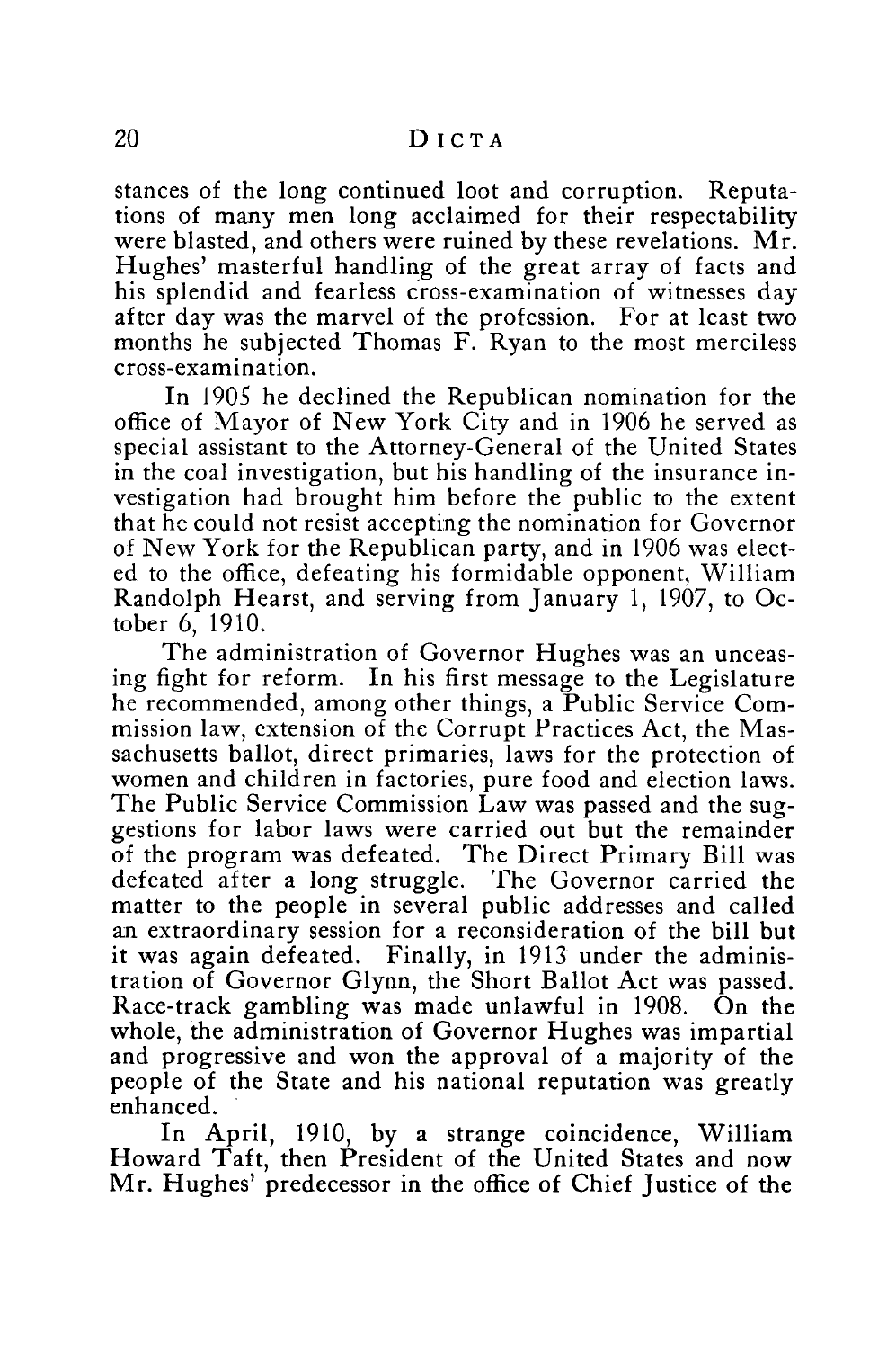stances of the long continued loot and corruption. Reputations of many men long acclaimed for their respectability were blasted, and others were ruined by these revelations. Mr. Hughes' masterful handling of the great array of facts and his splendid and fearless cross-examination of witnesses day after day was the marvel of the profession. For at least two months he subjected Thomas F. Ryan to the most merciless cross-examination.

In 1905 he declined the Republican nomination for the office of Mayor of New York City and in 1906 he served as special assistant to the Attorney-General of the United States in the coal investigation, but his handling of the insurance investigation had brought him before the public to the extent that he could not resist accepting the nomination for Governor of New York for the Republican party, and in 1906 was elected to the office, defeating his formidable opponent, William Randolph Hearst, and serving from January 1, 1907, to October 6, 1910.

The administration of Governor Hughes was an unceasing fight for reform. In his first message to the Legislature he recommended, among other things, a Public Service Commission law, extension of the Corrupt Practices Act, the Massachusetts ballot, direct primaries, laws for the protection of women and children in factories, pure food and election laws. The Public Service Commission Law was passed and the suggestions for labor laws were carried out but the remainder of the program was defeated. The Direct Primary Bill was defeated after a long struggle. The Governor carried the matter to the people in several public addresses and called an extraordinary session for a reconsideration of the bill but it was again defeated. Finally, in 1913 under the administration of Governor Glynn, the Short Ballot Act was passed. Race-track gambling was made unlawful in 1908. On the whole, the administration of Governor Hughes was impartial and progressive and won the approval of a majority of the people of the State and his national reputation was greatly enhanced.

In April, 1910, by a strange coincidence, William Howard Taft, then President of the United States and now Mr. Hughes' predecessor in the office of Chief Justice of the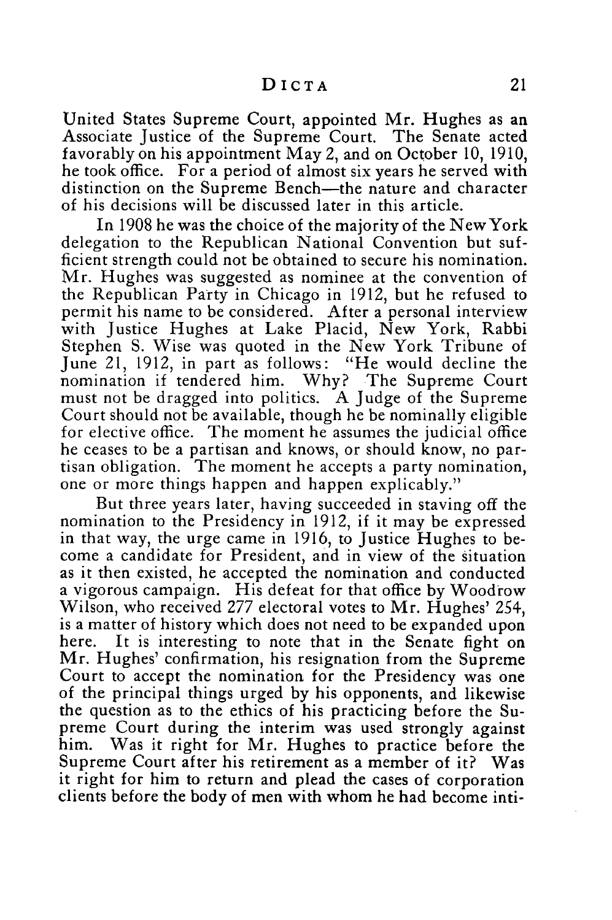United States Supreme Court, appointed Mr. Hughes as an Associate Justice of the Supreme Court. The Senate acted favorably on his appointment May 2, and on October 10, 1910, he took office. For a period of almost six years he served with distinction on the Supreme Bench—the nature and character of his decisions will be discussed later in this article.

In 1908 he was the choice of the majority of the New York delegation to the Republican National Convention but sufficient strength could not be obtained to secure his nomination. Mr. Hughes was suggested as nominee at the convention of the Republican Party in Chicago in 1912, but he refused to permit his name to be considered. After a personal interview with Justice Hughes at Lake Placid, New York, Rabbi Stephen S. Wise was quoted in the New York Tribune of June 21, 1912, in part as follows: "He would decline the nomination if tendered him. Why? The Supreme Court must not be dragged into politics. A Judge of the Supreme Court should not be available, though he be nominally eligible for elective office. The moment he assumes the judicial office he ceases to be a partisan and knows, or should know, no partisan obligation. The moment he accepts a party nomination, one or more things happen and happen explicably."

But three years later, having succeeded in staving off the nomination to the Presidency in 1912, if it may be expressed in that way, the urge came in 1916, to Justice Hughes to become a candidate for President, and in view of the situation as it then existed, he accepted the nomination and conducted a vigorous campaign. His defeat for that office by Woodrow Wilson, who received 277 electoral votes to Mr. Hughes' 254, is a matter of history which does not need to be expanded upon here. It is interesting to note that in the Senate fight on Mr. Hughes' confirmation, his resignation from the Supreme Court to accept the nomination for the Presidency was one of the principal things urged by his opponents, and likewise the question as to the ethics of his practicing before the Supreme Court during the interim was used strongly against him. Was it right for Mr. Hughes to practice before the Supreme Court after his retirement as a member of it? Was it right for him to return and plead the cases of corporation clients before the body of men with whom he had become inti-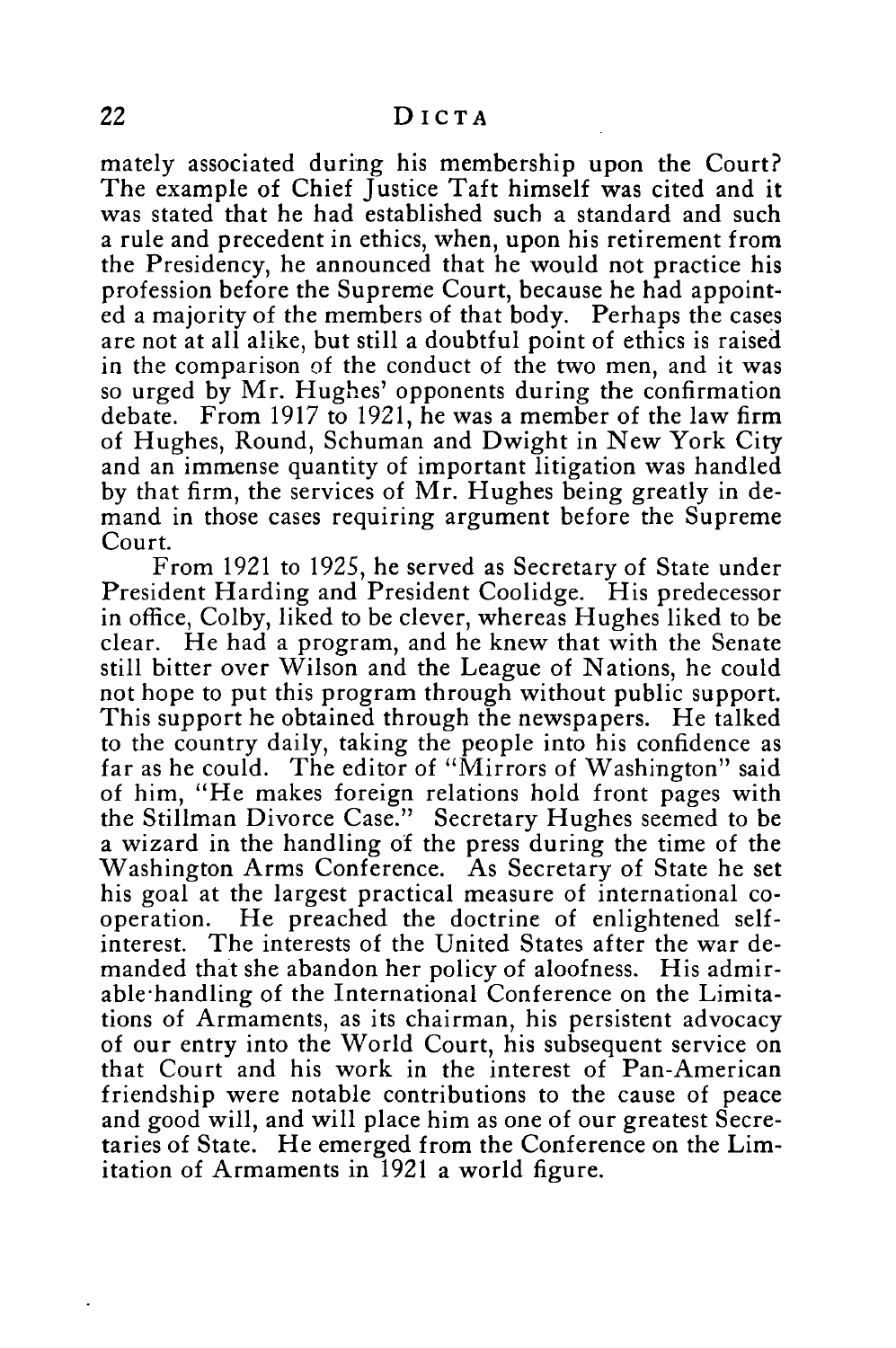mately associated during his membership upon the Court? The example of Chief Justice Taft himself was cited and it was stated that he had established such a standard and such a rule and precedent in ethics, when, upon his retirement from the Presidency, he announced that he would not practice his profession before the Supreme Court, because he had appointed a majority of the members of that body. Perhaps the cases are not at all alike, but still a doubtful point of ethics is raised in the comparison of the conduct of the two men, and it was so urged by Mr. Hughes' opponents during the confirmation debate. From 1917 to 1921, he was a member of the law firm of Hughes, Round, Schuman and Dwight in New York City and an immense quantity of important litigation was handled by that firm, the services of Mr. Hughes being greatly in demand in those cases requiring argument before the Supreme Court.

From 1921 to 1925, he served as Secretary of State under President Harding and President Coolidge. His predecessor in office, Colby, liked to be clever, whereas Hughes liked to be clear. He had a program, and he knew that with the Senate still bitter over Wilson and the League of Nations, he could not hope to put this program through without public support. This support he obtained through the newspapers. He talked to the country daily, taking the people into his confidence as far as he could. The editor of "Mirrors of Washington" said of him, "He makes foreign relations hold front pages with the Stillman Divorce Case." Secretary Hughes seemed to be a wizard in the handling of the press during the time of the Washington Arms Conference. As Secretary of State he set his goal at the largest practical measure of international cooperation. He preached the doctrine of enlightened self-interest. The interests of the United States after the war demanded that she abandon her policy of aloofness. His admirable handling of the International Conference on the Limitations of Armaments, as its chairman, his persistent advocacy of our entry into the World Court, his subsequent service on that Court and his work in the interest of Pan-American friendship were notable contributions to the cause of peace and good will, and will place him as one of our greatest Secretaries of State. He emerged from the Conference on the Limitation of Armaments in 1921 a world figure.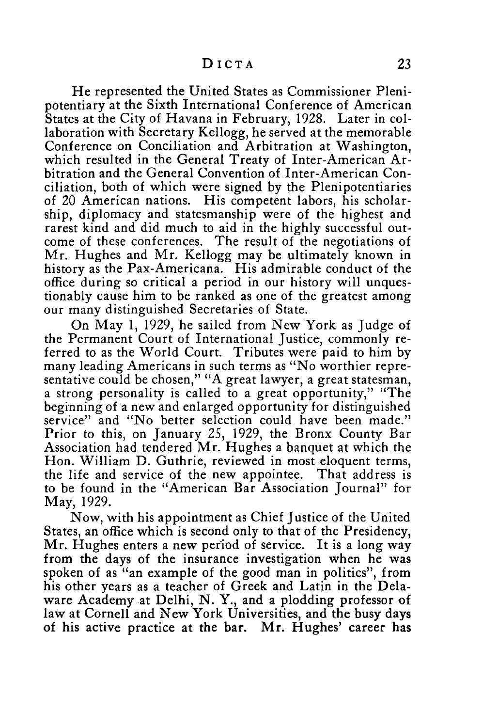He represented the United States as Commissioner Plenipotentiary at the Sixth International Conference of American States at the City of Havana in February, 1928. Later in collaboration with Secretary Kellogg, he served at the memorable Conference on Conciliation and Arbitration at Washington, which resulted in the General Treaty of Inter-American Arbitration and the General Convention of Inter-American Conciliation, both of which were signed by the Plenipotentiaries of 20 American nations. His competent labors, his scholarship, diplomacy and statesmanship were of the highest and rarest kind and did much to aid in the highly successful outcome of these conferences. The result of the negotiations of Mr. Hughes and Mr. Kellogg may be ultimately known in history as the Pax-Americana. His admirable conduct of the office during so critical a period in our history will unquestionably cause him to be ranked as one of the greatest among our many distinguished Secretaries of State.

On May 1, 1929, he sailed from New York as Judge of the Permanent Court of International Justice, commonly referred to as the World Court. Tributes were paid to him by many leading Americans in such terms as "No worthier representative could be chosen," "A great lawyer, a great statesman, a strong personality is called to a great opportunity," "The beginning of a new and enlarged opportunity for distinguished service" and "No better selection could have been made." Prior to this, on January 25, 1929, the Bronx County Bar Association had tendered Mr. Hughes a banquet at which the Hon. William D. Guthrie, reviewed in most eloquent terms, the life and service of the new appointee. That address is to be found in the "American Bar Association Journal" for May, 1929.

Now, with his appointment as Chief Justice of the United States, an office which is second only to that of the Presidency, Mr. Hughes enters a new period of service. It is a long way from the days of the insurance investigation when he was spoken of as "an example of the good man in politics", from his other years as a teacher of Greek and Latin in the Delaware Academy at Delhi, N. Y., and a plodding professor of law at Cornell and New York Universities, and the busy days of his active practice at the bar. Mr. Hughes' career has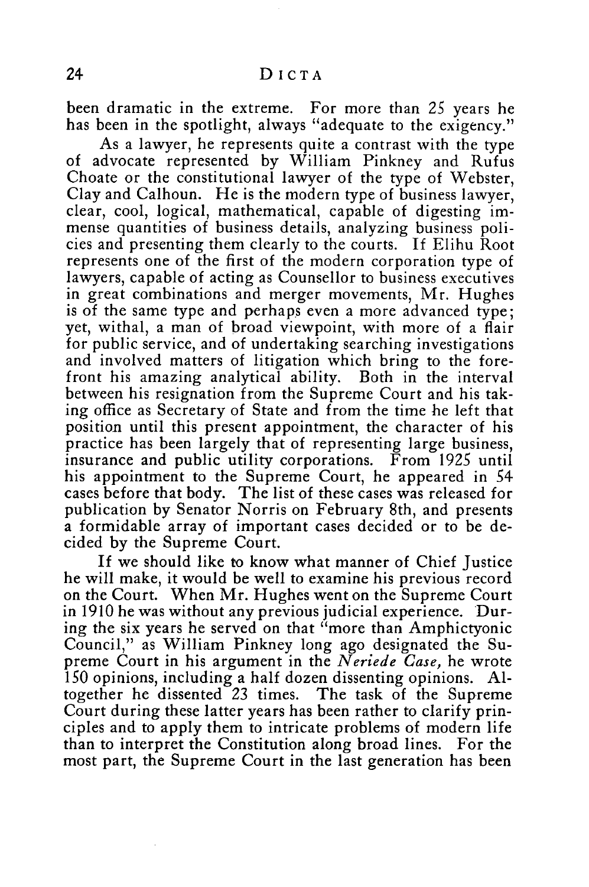been dramatic in the extreme. For more than 25 years he has been in the spotlight, always "adequate to the exigency."

As a lawyer, he represents quite a contrast with the type of advocate represented by William Pinkney and Rufus Choate or the constitutional lawyer of the type of Webster, Clay and Calhoun. He is the modern type of business lawyer, clear, cool, logical, mathematical, capable of digesting immense quantities of business details, analyzing business policies and presenting them clearly to the courts. If Elihu Root represents one of the first of the modern corporation type of lawyers, capable of acting as Counsellor to business executives in great combinations and merger movements, Mr. Hughes is of the same type and perhaps even a more advanced type; yet, withal, a man of broad viewpoint, with more of a flair for public service, and of undertaking searching investigations and involved matters of litigation which bring to the forefront his amazing analytical ability. Both in the interval between his resignation from the Supreme Court and his taking office as Secretary of State and from the time he left that position until this present appointment, the character of his practice has been largely that of representing large business, insurance and public utility corporations. From 1925 until his appointment to the Supreme Court, he appeared in 54 cases before that body. The list of these cases was released for publication by Senator Norris on February 8th, and presents a formidable array of important cases decided or to be decided by the Supreme Court.

If we should like to know what manner of Chief Justice he will make, it would be well to examine his previous record on the Court. When Mr. Hughes went on the Supreme Court in 1910 he was without any previous judicial experience. During the six years he served on that "more than Amphictyonic Council," as William Pinkney long ago designated the Supreme Court in his argument in the *Neriede Case,* he wrote 150 opinions, including a half dozen dissenting opinions. Altogether he dissented 23 times. The task of the Supreme Court during these latter years has been rather to clarify principles and to apply them to intricate problems of modern life than to interpret the Constitution along broad lines. For the most part, the Supreme Court in the last generation has been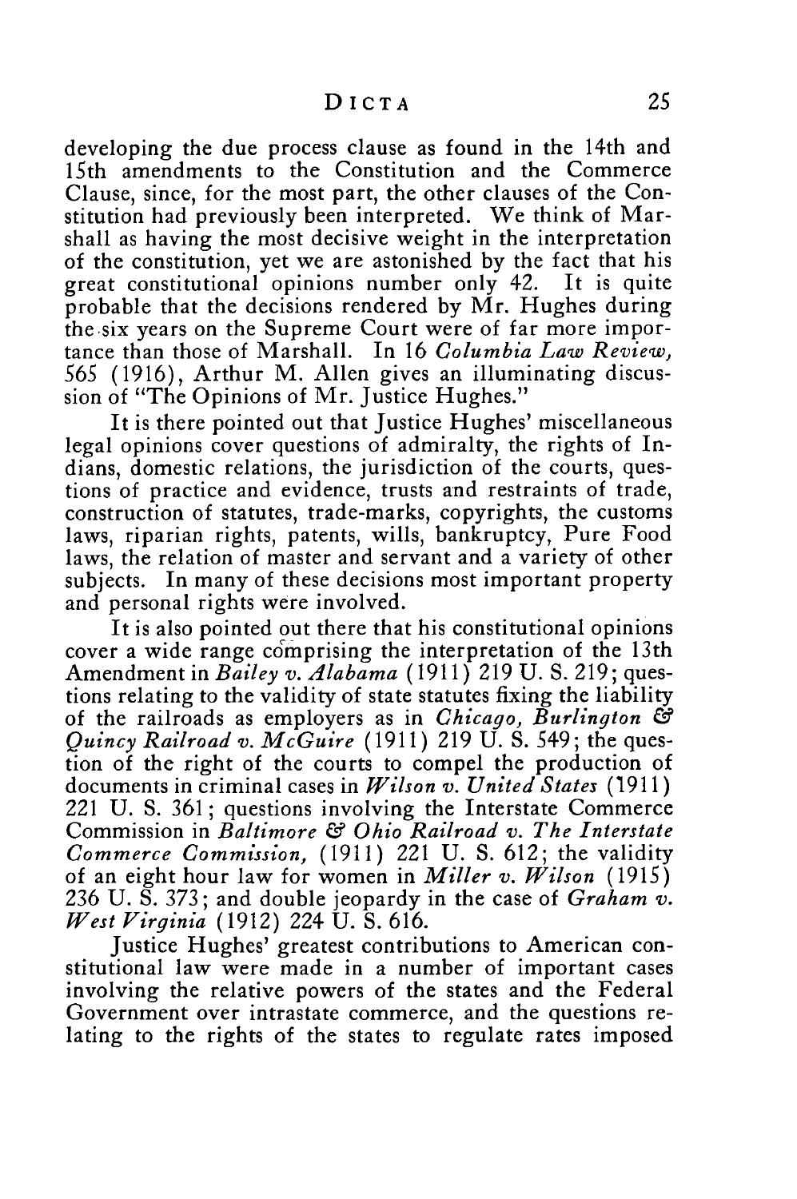developing the due process clause as found in the 14th and 15th amendments to the Constitution and the Commerce Clause, since, for the most part, the other clauses of the Constitution had previously been interpreted. We think of Marshall as having the most decisive weight in the interpretation of the constitution, yet we are astonished by the fact that his great constitutional opinions number only 42. It is quite probable that the decisions rendered by Mr. Hughes during the six years on the Supreme Court were of far more importance than those of Marshall. In 16 *Columbia Law Review*, 565 (1916), Arthur M. Allen gives an illuminating discussion of "The Opinions of Mr. Justice Hughes."

It is there pointed out that Justice Hughes' miscellaneous legal opinions cover questions of admiralty, the rights of Indians, domestic relations, the jurisdiction of the courts, questions of practice and evidence, trusts and restraints of trade, construction of statutes, trade-marks, copyrights, the customs laws, riparian rights, patents, wills, bankruptcy, Pure Food laws, the relation of master and servant and a variety of other subjects. In many of these decisions most important property and personal rights were involved.

It is also pointed out there that his constitutional opinions cover a wide range comprising the interpretation of the 13th Amendment in *Bailey v. Alabama* (1911) 219 U. S. 219; questions relating to the validity of state statutes fixing the liability of the railroads as employers as in *Chicago, Burlington & Quincy Railroad v. McGuire* (1911) 219 U. S. 549; the question of the right of the courts to compel the production of documents in criminal cases in *Wilson v. United States* (1911) 221 U. S. 361; questions involving the Interstate Commerce Commission in *Baltimore & Ohio Railroad v. The Interstate Commerce Commission*, (1911) 221 U. S. 612; the validity of an eight hour law for women in *Miller v. Wilson* (1915) 236 U. S. 373; and double jeopardy in the case of *Graham v. West Virginia* (1912) 224 U. S. 616.

Justice Hughes' greatest contributions to American constitutional law were made in a number of important cases involving the relative powers of the states and the Federal Government over intrastate commerce, and the questions relating to the rights of the states to regulate rates imposed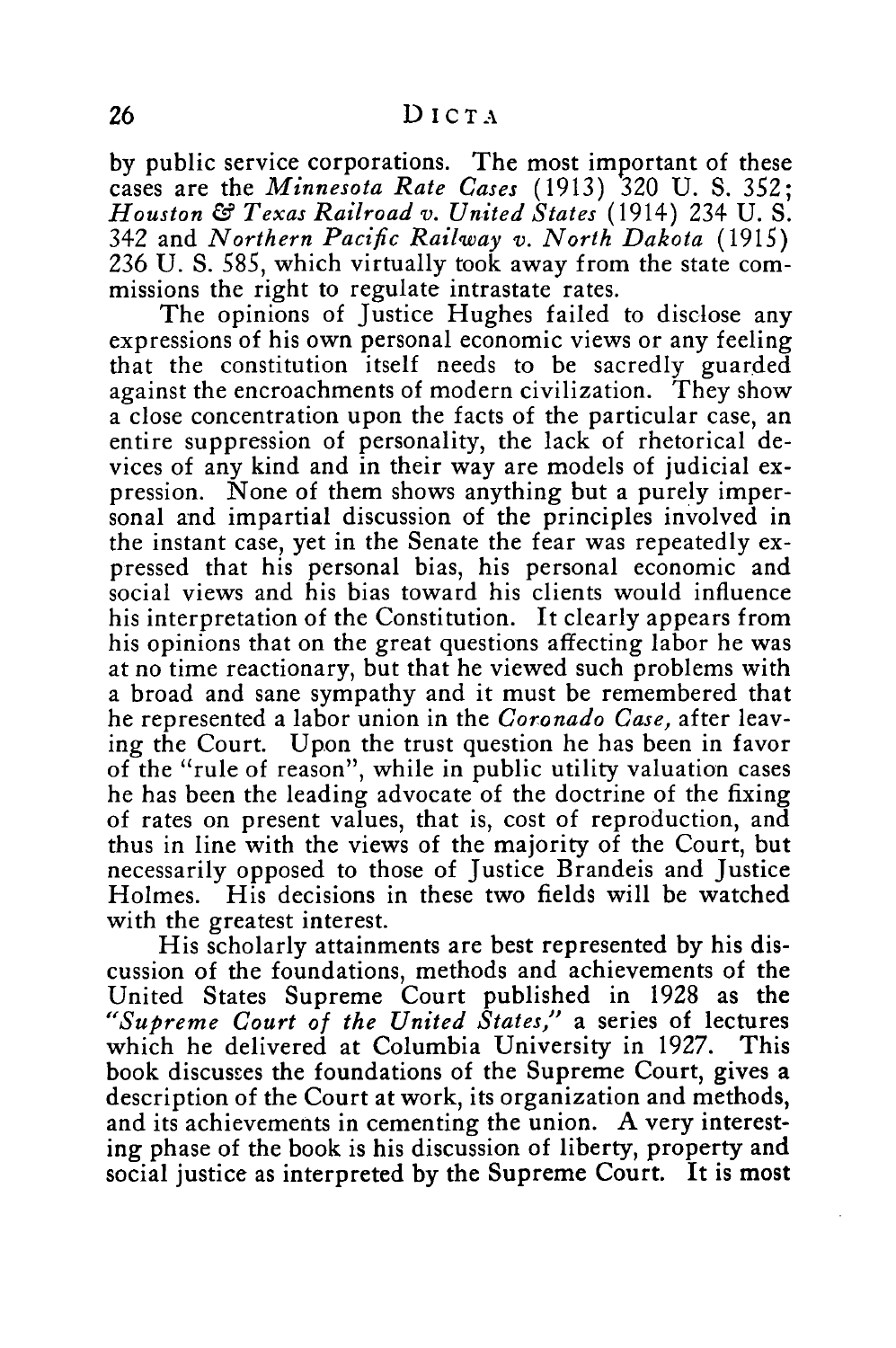by public service corporations. The most important of these cases are the *Minnesota Rate Cases* (1913) 320 U. S. 352; *Houston & Texas Railroad v. United States* (1914) 234 U. S. 342 and *Northern Pacific Railway v. North Dakota* (1915) 236 U. S. 585, which virtually took away from the state commissions the right to regulate intrastate rates.

The opinions of Justice Hughes failed to disclose any expressions of his own personal economic views or any feeling that the constitution itself needs to be sacredly guarded against the encroachments of modern civilization. They show a close concentration upon the facts of the particular case, an entire suppression of personality, the lack of rhetorical devices of any kind and in their way are models of judicial expression. None of them shows anything but a purely impersonal and impartial discussion of the principles involved in the instant case, yet in the Senate the fear was repeatedly expressed that his personal bias, his personal economic and social views and his bias toward his clients would influence his interpretation of the Constitution. It clearly appears from his opinions that on the great questions affecting labor he was at no time reactionary, but that he viewed such problems with a broad and sane sympathy and it must be remembered that he represented a labor union in the *Coronado Case,* after leaving the Court. Upon the trust question he has been in favor of the "rule of reason", while in public utility valuation cases he has been the leading advocate of the doctrine of the fixing of rates on present values, that is, cost of reproduction, and thus in line with the views of the majority of the Court, but necessarily opposed to those of Justice Brandeis and Justice Holmes. His decisions in these two fields will be watched with the greatest interest.

His scholarly attainments are best represented by his discussion of the foundations, methods and achievements of the United States Supreme Court published in 1928 as the *"Supreme Court of the United States,"* a series of lectures which he delivered at Columbia University in 1927. This book discusses the foundations of the Supreme Court, gives a description of the Court at work, its organization and methods, and its achievements in cementing the union. A very interesting phase of the book is his discussion of liberty, property and social justice as interpreted by the Supreme Court. It is most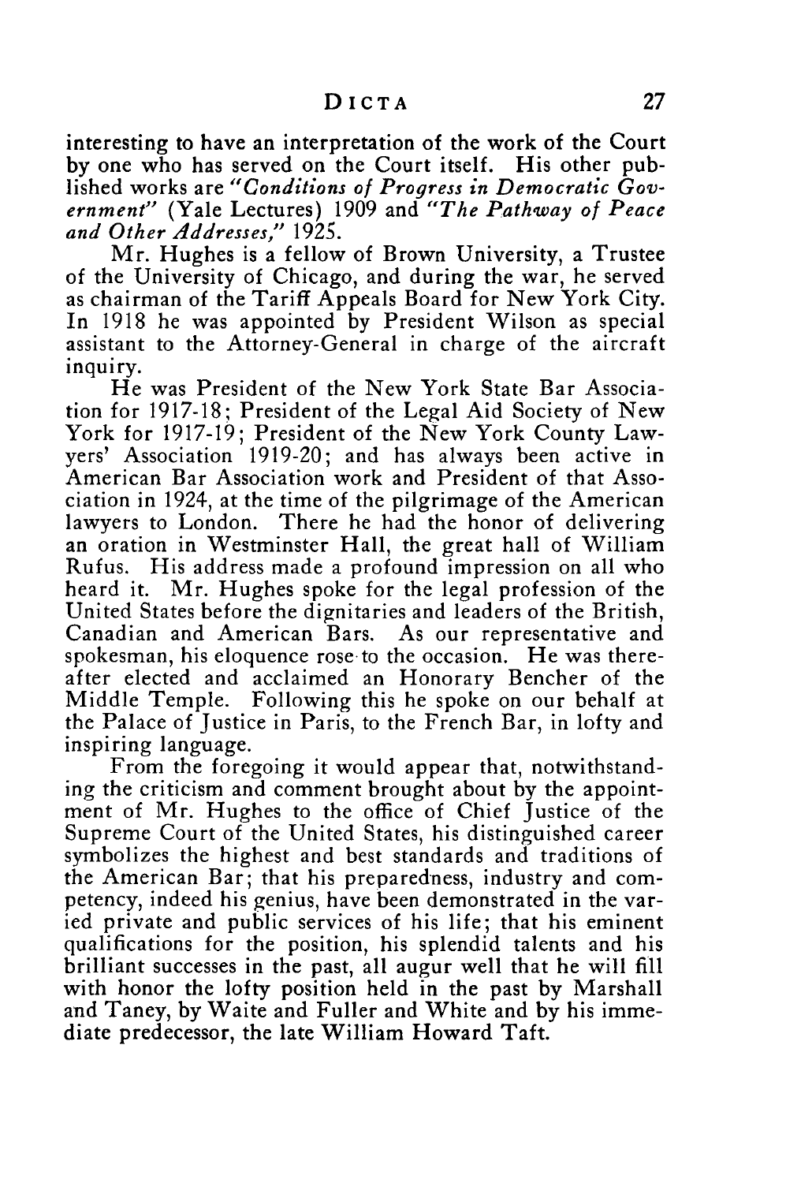interesting to have an interpretation of the work of the Court by one who has served on the Court itself. His other published works are *"Conditions of Progress in Democratic Government"* (Yale Lectures) 1909 and *"The Pathway of Peace and Other Addresses,"* 1925.

Mr. Hughes is a fellow of Brown University, a Trustee of the University of Chicago, and during the war, he served as chairman of the Tariff Appeals Board for New York City. In 1918 he was appointed by President Wilson as special assistant to the Attorney-General in charge of the aircraft inquiry.

He was President of the New York State Bar Association for 1917-18; President of the Legal Aid Society of New York for 1917-19; President of the New York County Lawyers' Association 1919-20; and has always been active in American Bar Association work and President of that Association in 1924, at the time of the pilgrimage of the American lawyers to London. There he had the honor of delivering an oration in Westminster Hall, the great hall of William Rufus. His address made a profound impression on all who heard it. Mr. Hughes spoke for the legal profession of the United States before the dignitaries and leaders of the British, Canadian and American Bars. As our representative and spokesman, his eloquence rose to the occasion. He was thereafter elected and acclaimed an Honorary Bencher of the Middle Temple. Following this he spoke on our behalf at the Palace of Justice in Paris, to the French Bar, in lofty and inspiring language.

From the foregoing it would appear that, notwithstanding the criticism and comment brought about by the appointment of Mr. Hughes to the office of Chief Justice of the Supreme Court of the United States, his distinguished career symbolizes the highest and best standards and traditions of the American Bar; that his preparedness, industry and competency, indeed his genius, have been demonstrated in the varied private and public services of his life; that his eminent qualifications for the position, his splendid talents and his brilliant successes in the past, all augur well that he will fill with honor the lofty position held in the past by Marshall and Taney, by Waite and Fuller and White and by his immediate predecessor, the late William Howard Taft.